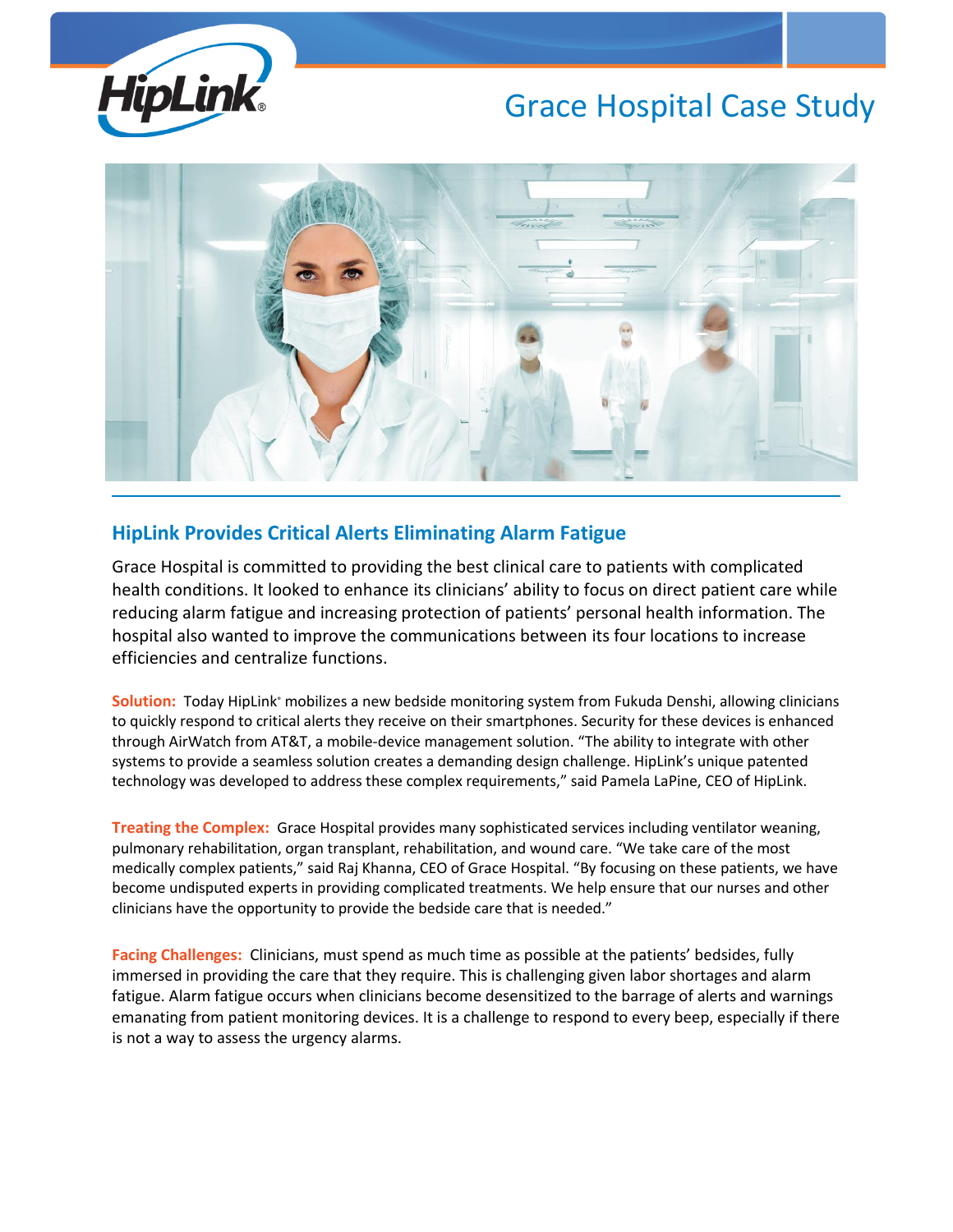# Grace Hospital Case Study

## HipLink Provides Critical Alerts Eliminating Alarm Fatigue

Grace Hospital is committed to providing the best clinical care to patients with complicated health conditions. It looked to enhance its clinicians' ability to focus on direct patient care while reducing alarm fatigue and increasing protection of patients' personal health information. The hospital also wanted to improve the communications between its four locations to increase efficiencies and centralize functions.

**Solution:** Today HipLink® mobilizes a new bedside monitoring system from Fukuda Denshi, allowing clinicians to quickly respond to critical alerts they receive on their smartphones. Security for these devices is enhanced through AirWatch from AT&T, a mobile-device management solution. "The ability to integrate with other systems to provide a seamless solution creates a demanding design challenge. HipLink's unique patented technology was developed to address these complex requirements," said Pamela LaPine, CEO of HipLink.

**Treating the Complex:** Grace Hospital provides many sophisticated services including ventilator weaning, pulmonary rehabilitation, organ transplant, rehabilitation, and wound care. "We take care of the most medically complex patients," said Raj Khanna, CEO of Grace Hospital. "By focusing on these patients, we have become undisputed experts in providing complicated treatments. We help ensure that our nurses and other clinicians have the opportunity to provide the bedside care that is needed."

**Facing Challenges:** Clinicians, must spend as much time as possible at the patients' bedsides, fully immersed in providing the care that they require. This is challenging given labor shortages and alarm fatigue. Alarm fatigue occurs when clinicians become desensitized to the barrage of alerts and warnings emanating from patient monitoring devices. It is a challenge to respond to every beep, especially if there is not a way to assess the urgency alarms.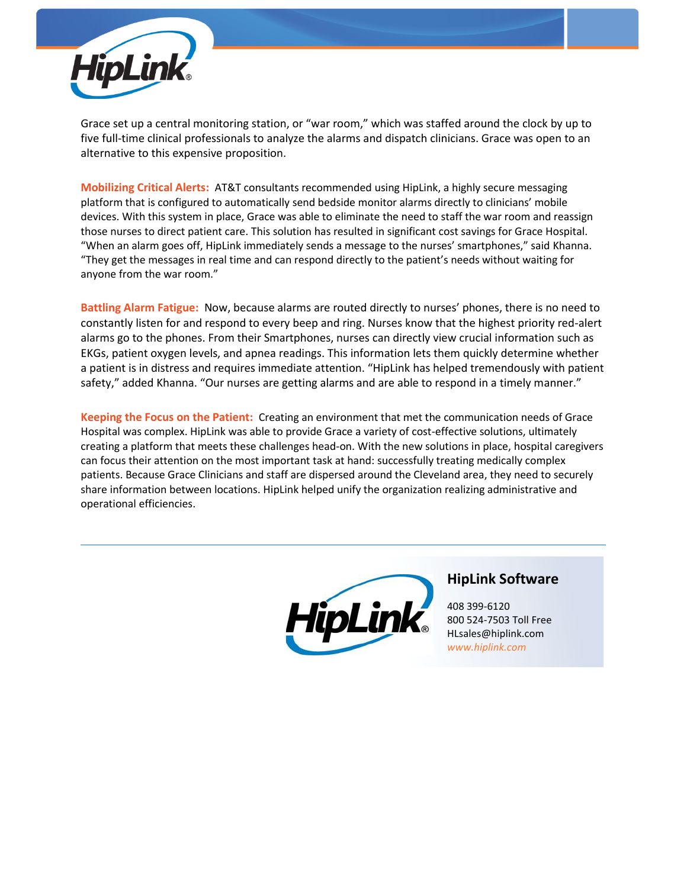Grace set up a central monitoring station, or "war room," which was staffed around the clock by up to five full-time clinical professionals to analyze the alarms and dispatch clinicians. Grace was open to an alternative to this expensive proposition.

**Mobilizing Critical Alerts:** AT&T consultants recommended using HipLink, a highly secure messaging platform that is configured to automatically send bedside monitor alarms directly to clinicians' mobile devices. With this system in place, Grace was able to eliminate the need to staff the war room and reassign those nurses to direct patient care. This solution has resulted in significant cost savings for Grace Hospital. "When an alarm goes off, HipLink immediately sends a message to the nurses' smartphones," said Khanna. "They get the messages in real time and can respond directly to the patient's needs without waiting for anyone from the war room."

**Battling Alarm Fatigue:** Now, because alarms are routed directly to nurses' phones, there is no need to constantly listen for and respond to every beep and ring. Nurses know that the highest priority red-alert alarms go to the phones. From their Smartphones, nurses can directly view crucial information such as EKGs, patient oxygen levels, and apnea readings. This information lets them quickly determine whether a patient is in distress and requires immediate attention. "HipLink has helped tremendously with patient safety," added Khanna. "Our nurses are getting alarms and are able to respond in a timely manner."

**Keeping the Focus on the Patient:** Creating an environment that met the communication needs of Grace Hospital was complex. HipLink was able to provide Grace a variety of cost-effective solutions, ultimately creating a platform that meets these challenges head-on. With the new solutions in place, hospital caregivers can focus their attention on the most important task at hand: successfully treating medically complex patients. Because Grace Clinicians and staff are dispersed around the Cleveland area, they need to securely share information between locations. HipLink helped unify the organization realizing administrative and operational efficiencies.

---

**HipLink Software**

408 399-6120
800 524-7503 Toll Free
HLsales@hiplink.com
*www.hiplink.com*